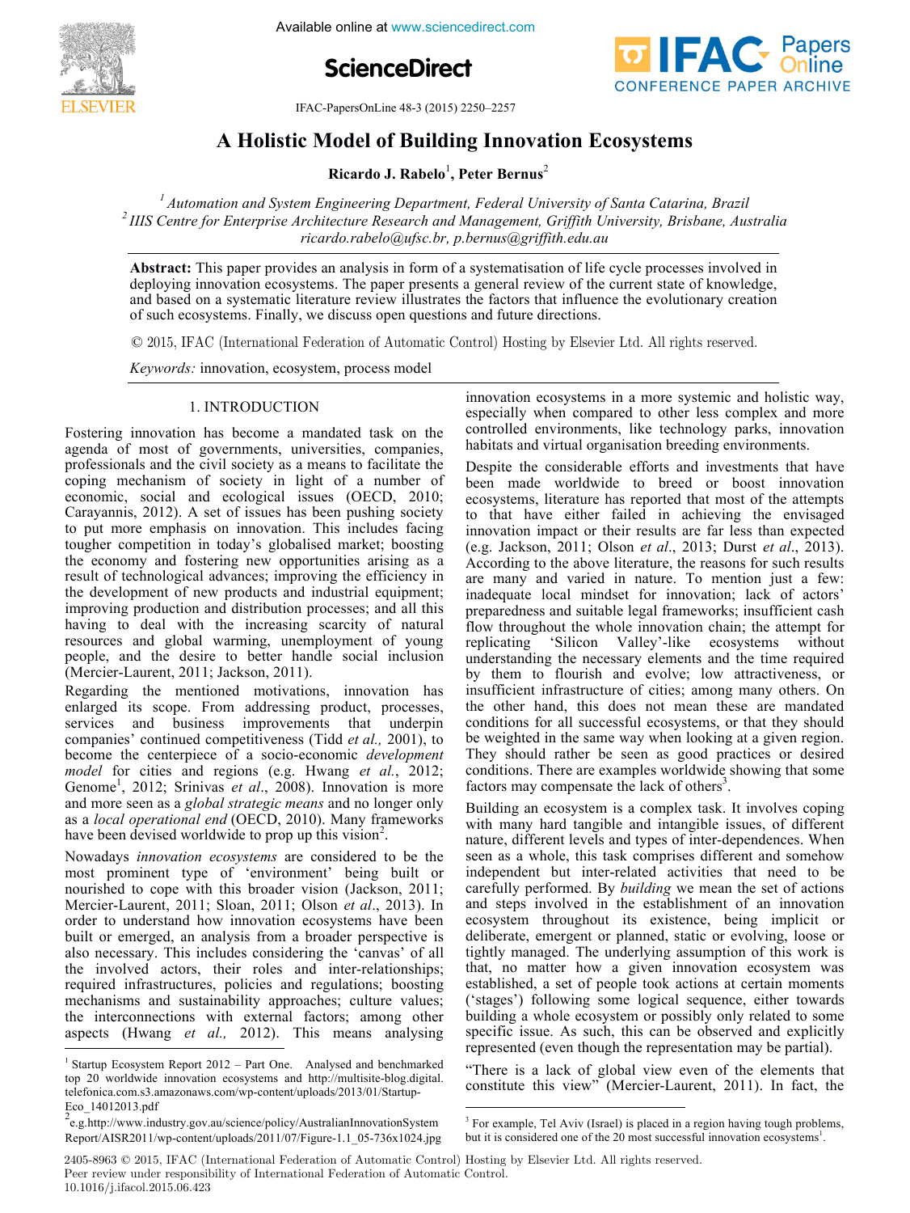# A Holistic Model of Building Innovation Ecosystems

**Ricardo J. Rabelo**[1], **Peter Bernus**[2]

[1] *Automation and System Engineering Department, Federal University of Santa Catarina, Brazil*
[2] *IIIS Centre for Enterprise Architecture Research and Management, Griffith University, Brisbane, Australia*
*ricardo.rabelo@ufsc.br, p.bernus@griffith.edu.au*

**Abstract:** This paper provides an analysis in form of a systematisation of life cycle processes involved in deploying innovation ecosystems. The paper presents a general review of the current state of knowledge, and based on a systematic literature review illustrates the factors that influence the evolutionary creation of such ecosystems. Finally, we discuss open questions and future directions.

© 2015, IFAC (International Federation of Automatic Control) Hosting by Elsevier Ltd. All rights reserved.

*Keywords:* innovation, ecosystem, process model

## 1. INTRODUCTION

Fostering innovation has become a mandated task on the agenda of most of governments, universities, companies, professionals and the civil society as a means to facilitate the coping mechanism of society in light of a number of economic, social and ecological issues (OECD, 2010; Carayannis, 2012). A set of issues has been pushing society to put more emphasis on innovation. This includes facing tougher competition in today's globalised market; boosting the economy and fostering new opportunities arising as a result of technological advances; improving the efficiency in the development of new products and industrial equipment; improving production and distribution processes; and all this having to deal with the increasing scarcity of natural resources and global warming, unemployment of young people, and the desire to better handle social inclusion (Mercier-Laurent, 2011; Jackson, 2011).

Regarding the mentioned motivations, innovation has enlarged its scope. From addressing product, processes, services and business improvements that underpin companies' continued competitiveness (Tidd *et al.,* 2001), to become the centerpiece of a socio-economic *development model* for cities and regions (e.g. Hwang *et al.*, 2012; Genome[1], 2012; Srinivas *et al*., 2008). Innovation is more and more seen as a *global strategic means* and no longer only as a *local operational end* (OECD, 2010). Many frameworks have been devised worldwide to prop up this vision[2].

Nowadays *innovation ecosystems* are considered to be the most prominent type of 'environment' being built or nourished to cope with this broader vision (Jackson, 2011; Mercier-Laurent, 2011; Sloan, 2011; Olson *et al*., 2013). In order to understand how innovation ecosystems have been built or emerged, an analysis from a broader perspective is also necessary. This includes considering the 'canvas' of all the involved actors, their roles and inter-relationships; required infrastructures, policies and regulations; boosting mechanisms and sustainability approaches; culture values; the interconnections with external factors; among other aspects (Hwang *et al.,* 2012). This means analysing innovation ecosystems in a more systemic and holistic way, especially when compared to other less complex and more controlled environments, like technology parks, innovation habitats and virtual organisation breeding environments.

Despite the considerable efforts and investments that have been made worldwide to breed or boost innovation ecosystems, literature has reported that most of the attempts to that have either failed in achieving the envisaged innovation impact or their results are far less than expected (e.g. Jackson, 2011; Olson *et al*., 2013; Durst *et al*., 2013). According to the above literature, the reasons for such results are many and varied in nature. To mention just a few: inadequate local mindset for innovation; lack of actors' preparedness and suitable legal frameworks; insufficient cash flow throughout the whole innovation chain; the attempt for replicating 'Silicon Valley'-like ecosystems without understanding the necessary elements and the time required by them to flourish and evolve; low attractiveness, or insufficient infrastructure of cities; among many others. On the other hand, this does not mean these are mandated conditions for all successful ecosystems, or that they should be weighted in the same way when looking at a given region. They should rather be seen as good practices or desired conditions. There are examples worldwide showing that some factors may compensate the lack of others[3].

Building an ecosystem is a complex task. It involves coping with many hard tangible and intangible issues, of different nature, different levels and types of inter-dependences. When seen as a whole, this task comprises different and somehow independent but inter-related activities that need to be carefully performed. By *building* we mean the set of actions and steps involved in the establishment of an innovation ecosystem throughout its existence, being implicit or deliberate, emergent or planned, static or evolving, loose or tightly managed. The underlying assumption of this work is that, no matter how a given innovation ecosystem was established, a set of people took actions at certain moments ('stages') following some logical sequence, either towards building a whole ecosystem or possibly only related to some specific issue. As such, this can be observed and explicitly represented (even though the representation may be partial).

"There is a lack of global view even of the elements that constitute this view" (Mercier-Laurent, 2011). In fact, the

---

[1] Startup Ecosystem Report 2012 – Part One. Analysed and benchmarked top 20 worldwide innovation ecosystems and http://multisite-blog.digital.telefonica.com.s3.amazonaws.com/wp-content/uploads/2013/01/Startup-Eco_14012013.pdf

[2] e.g.http://www.industry.gov.au/science/policy/AustralianInnovationSystem Report/AISR2011/wp-content/uploads/2011/07/Figure-1.1_05-736x1024.jpg

[3] For example, Tel Aviv (Israel) is placed in a region having tough problems, but it is considered one of the 20 most successful innovation ecosystems[1].

2405-8963 © 2015, IFAC (International Federation of Automatic Control) Hosting by Elsevier Ltd. All rights reserved.
Peer review under responsibility of International Federation of Automatic Control.
10.1016/j.ifacol.2015.06.423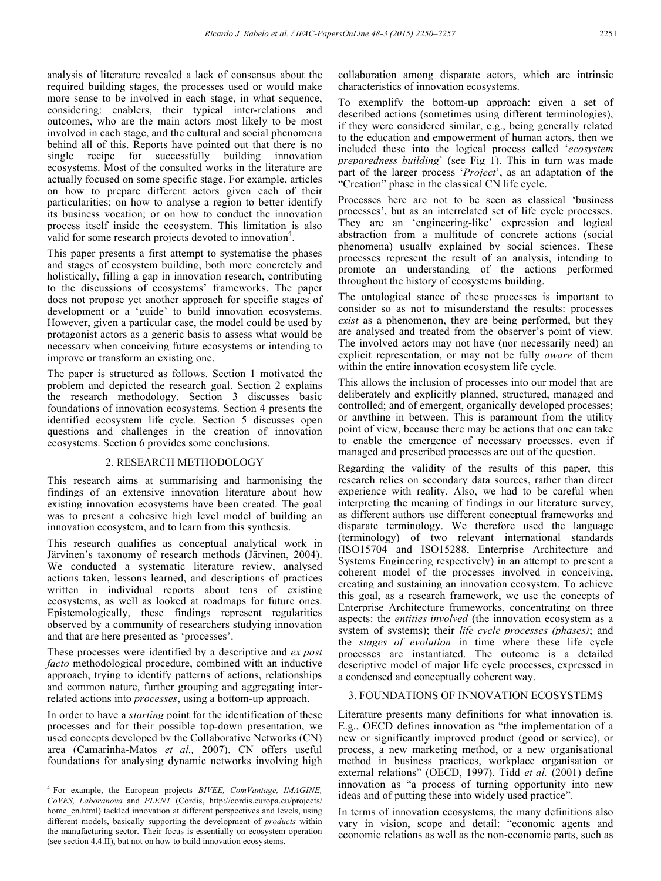analysis of literature revealed a lack of consensus about the required building stages, the processes used or would make more sense to be involved in each stage, in what sequence, considering: enablers, their typical inter-relations and outcomes, who are the main actors most likely to be most involved in each stage, and the cultural and social phenomena behind all of this. Reports have pointed out that there is no single recipe for successfully building innovation ecosystems. Most of the consulted works in the literature are actually focused on some specific stage. For example, articles on how to prepare different actors given each of their particularities; on how to analyse a region to better identify its business vocation; or on how to conduct the innovation process itself inside the ecosystem. This limitation is also valid for some research projects devoted to innovation[4].

This paper presents a first attempt to systematise the phases and stages of ecosystem building, both more concretely and holistically, filling a gap in innovation research, contributing to the discussions of ecosystems' frameworks. The paper does not propose yet another approach for specific stages of development or a 'guide' to build innovation ecosystems. However, given a particular case, the model could be used by protagonist actors as a generic basis to assess what would be necessary when conceiving future ecosystems or intending to improve or transform an existing one.

The paper is structured as follows. Section 1 motivated the problem and depicted the research goal. Section 2 explains the research methodology. Section 3 discusses basic foundations of innovation ecosystems. Section 4 presents the identified ecosystem life cycle. Section 5 discusses open questions and challenges in the creation of innovation ecosystems. Section 6 provides some conclusions.

## 2. RESEARCH METHODOLOGY

This research aims at summarising and harmonising the findings of an extensive innovation literature about how existing innovation ecosystems have been created. The goal was to present a cohesive high level model of building an innovation ecosystem, and to learn from this synthesis.

This research qualifies as conceptual analytical work in Järvinen's taxonomy of research methods (Järvinen, 2004). We conducted a systematic literature review, analysed actions taken, lessons learned, and descriptions of practices written in individual reports about tens of existing ecosystems, as well as looked at roadmaps for future ones. Epistemologically, these findings represent regularities observed by a community of researchers studying innovation and that are here presented as 'processes'.

These processes were identified by a descriptive and *ex post facto* methodological procedure, combined with an inductive approach, trying to identify patterns of actions, relationships and common nature, further grouping and aggregating inter-related actions into *processes*, using a bottom-up approach.

In order to have a *starting* point for the identification of these processes and for their possible top-down presentation, we used concepts developed by the Collaborative Networks (CN) area (Camarinha-Matos *et al.,* 2007). CN offers useful foundations for analysing dynamic networks involving high collaboration among disparate actors, which are intrinsic characteristics of innovation ecosystems.

To exemplify the bottom-up approach: given a set of described actions (sometimes using different terminologies), if they were considered similar, e.g., being generally related to the education and empowerment of human actors, then we included these into the logical process called '*ecosystem preparedness building*' (see Fig 1). This in turn was made part of the larger process '*Project*', as an adaptation of the "Creation" phase in the classical CN life cycle.

Processes here are not to be seen as classical 'business processes', but as an interrelated set of life cycle processes. They are an 'engineering-like' expression and logical abstraction from a multitude of concrete actions (social phenomena) usually explained by social sciences. These processes represent the result of an analysis, intending to promote an understanding of the actions performed throughout the history of ecosystems building.

The ontological stance of these processes is important to consider so as not to misunderstand the results: processes *exist* as a phenomenon, they are being performed, but they are analysed and treated from the observer's point of view. The involved actors may not have (nor necessarily need) an explicit representation, or may not be fully *aware* of them within the entire innovation ecosystem life cycle.

This allows the inclusion of processes into our model that are deliberately and explicitly planned, structured, managed and controlled; and of emergent, organically developed processes; or anything in between. This is paramount from the utility point of view, because there may be actions that one can take to enable the emergence of necessary processes, even if managed and prescribed processes are out of the question.

Regarding the validity of the results of this paper, this research relies on secondary data sources, rather than direct experience with reality. Also, we had to be careful when interpreting the meaning of findings in our literature survey, as different authors use different conceptual frameworks and disparate terminology. We therefore used the language (terminology) of two relevant international standards (ISO15704 and ISO15288, Enterprise Architecture and Systems Engineering respectively) in an attempt to present a coherent model of the processes involved in conceiving, creating and sustaining an innovation ecosystem. To achieve this goal, as a research framework, we use the concepts of Enterprise Architecture frameworks, concentrating on three aspects: the *entities involved* (the innovation ecosystem as a system of systems); their *life cycle processes (phases)*; and the *stages of evolution* in time where these life cycle processes are instantiated. The outcome is a detailed descriptive model of major life cycle processes, expressed in a condensed and conceptually coherent way.

## 3. FOUNDATIONS OF INNOVATION ECOSYSTEMS

Literature presents many definitions for what innovation is. E.g., OECD defines innovation as "the implementation of a new or significantly improved product (good or service), or process, a new marketing method, or a new organisational method in business practices, workplace organisation or external relations" (OECD, 1997). Tidd *et al.* (2001) define innovation as "a process of turning opportunity into new ideas and of putting these into widely used practice".

In terms of innovation ecosystems, the many definitions also vary in vision, scope and detail: "economic agents and economic relations as well as the non-economic parts, such as

---

[4] For example, the European projects *BIVEE, ComVantage, IMAGINE, CoVES, Laboranova* and *PLENT* (Cordis, http://cordis.europa.eu/projects/home_en.html) tackled innovation at different perspectives and levels, using different models, basically supporting the development of *products* within the manufacturing sector. Their focus is essentially on ecosystem operation (see section 4.4.II), but not on how to build innovation ecosystems.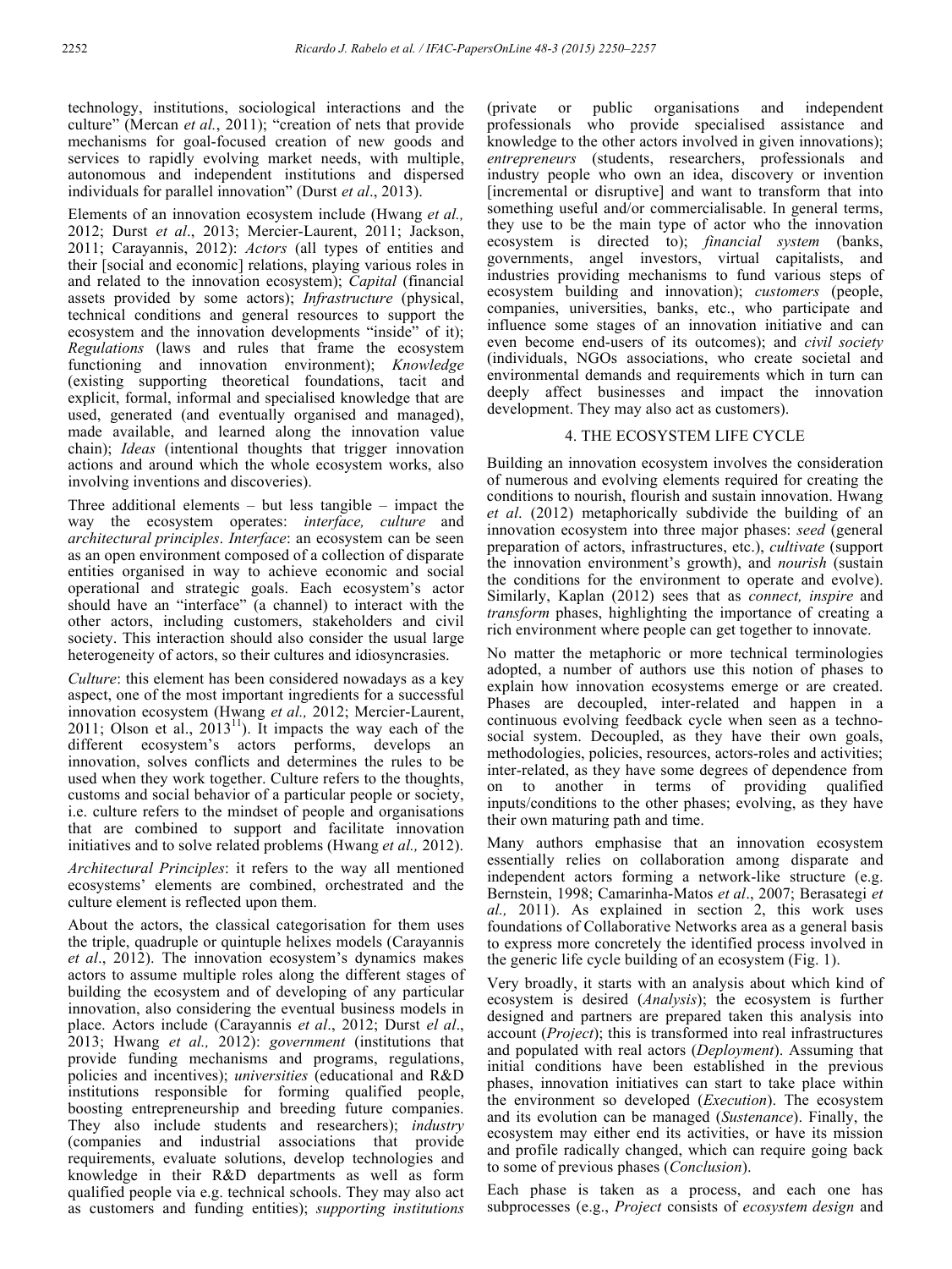technology, institutions, sociological interactions and the culture" (Mercan *et al.*, 2011); "creation of nets that provide mechanisms for goal-focused creation of new goods and services to rapidly evolving market needs, with multiple, autonomous and independent institutions and dispersed individuals for parallel innovation" (Durst *et al*., 2013).

Elements of an innovation ecosystem include (Hwang *et al.,* 2012; Durst *et al*., 2013; Mercier-Laurent, 2011; Jackson, 2011; Carayannis, 2012): *Actors* (all types of entities and their [social and economic] relations, playing various roles in and related to the innovation ecosystem); *Capital* (financial assets provided by some actors); *Infrastructure* (physical, technical conditions and general resources to support the ecosystem and the innovation developments "inside" of it); *Regulations* (laws and rules that frame the ecosystem functioning and innovation environment); *Knowledge* (existing supporting theoretical foundations, tacit and explicit, formal, informal and specialised knowledge that are used, generated (and eventually organised and managed), made available, and learned along the innovation value chain); *Ideas* (intentional thoughts that trigger innovation actions and around which the whole ecosystem works, also involving inventions and discoveries).

Three additional elements – but less tangible – impact the way the ecosystem operates: *interface, culture* and *architectural principles*. *Interface*: an ecosystem can be seen as an open environment composed of a collection of disparate entities organised in way to achieve economic and social operational and strategic goals. Each ecosystem's actor should have an "interface" (a channel) to interact with the other actors, including customers, stakeholders and civil society. This interaction should also consider the usual large heterogeneity of actors, so their cultures and idiosyncrasies.

*Culture*: this element has been considered nowadays as a key aspect, one of the most important ingredients for a successful innovation ecosystem (Hwang *et al.,* 2012; Mercier-Laurent, 2011; Olson et al., 2013[11]). It impacts the way each of the different ecosystem's actors performs, develops an innovation, solves conflicts and determines the rules to be used when they work together. Culture refers to the thoughts, customs and social behavior of a particular people or society, i.e. culture refers to the mindset of people and organisations that are combined to support and facilitate innovation initiatives and to solve related problems (Hwang *et al.,* 2012).

*Architectural Principles*: it refers to the way all mentioned ecosystems' elements are combined, orchestrated and the culture element is reflected upon them.

About the actors, the classical categorisation for them uses the triple, quadruple or quintuple helixes models (Carayannis *et al*., 2012). The innovation ecosystem's dynamics makes actors to assume multiple roles along the different stages of building the ecosystem and of developing of any particular innovation, also considering the eventual business models in place. Actors include (Carayannis *et al*., 2012; Durst *el al*., 2013; Hwang *et al.,* 2012): *government* (institutions that provide funding mechanisms and programs, regulations, policies and incentives); *universities* (educational and R&D institutions responsible for forming qualified people, boosting entrepreneurship and breeding future companies. They also include students and researchers); *industry* (companies and industrial associations that provide requirements, evaluate solutions, develop technologies and knowledge in their R&D departments as well as form qualified people via e.g. technical schools. They may also act as customers and funding entities); *supporting institutions* (private or public organisations and independent professionals who provide specialised assistance and knowledge to the other actors involved in given innovations); *entrepreneurs* (students, researchers, professionals and industry people who own an idea, discovery or invention [incremental or disruptive] and want to transform that into something useful and/or commercialisable. In general terms, they use to be the main type of actor who the innovation ecosystem is directed to); *financial system* (banks, governments, angel investors, virtual capitalists, and industries providing mechanisms to fund various steps of ecosystem building and innovation); *customers* (people, companies, universities, banks, etc., who participate and influence some stages of an innovation initiative and can even become end-users of its outcomes); and *civil society* (individuals, NGOs associations, who create societal and environmental demands and requirements which in turn can deeply affect businesses and impact the innovation development. They may also act as customers).

## 4. THE ECOSYSTEM LIFE CYCLE

Building an innovation ecosystem involves the consideration of numerous and evolving elements required for creating the conditions to nourish, flourish and sustain innovation. Hwang *et al*. (2012) metaphorically subdivide the building of an innovation ecosystem into three major phases: *seed* (general preparation of actors, infrastructures, etc.), *cultivate* (support the innovation environment's growth), and *nourish* (sustain the conditions for the environment to operate and evolve). Similarly, Kaplan (2012) sees that as *connect, inspire* and *transform* phases, highlighting the importance of creating a rich environment where people can get together to innovate.

No matter the metaphoric or more technical terminologies adopted, a number of authors use this notion of phases to explain how innovation ecosystems emerge or are created. Phases are decoupled, inter-related and happen in a continuous evolving feedback cycle when seen as a techno-social system. Decoupled, as they have their own goals, methodologies, policies, resources, actors-roles and activities; inter-related, as they have some degrees of dependence from on to another in terms of providing qualified inputs/conditions to the other phases; evolving, as they have their own maturing path and time.

Many authors emphasise that an innovation ecosystem essentially relies on collaboration among disparate and independent actors forming a network-like structure (e.g. Bernstein, 1998; Camarinha-Matos *et al*., 2007; Berasategi *et al.,* 2011). As explained in section 2, this work uses foundations of Collaborative Networks area as a general basis to express more concretely the identified process involved in the generic life cycle building of an ecosystem (Fig. 1).

Very broadly, it starts with an analysis about which kind of ecosystem is desired (*Analysis*); the ecosystem is further designed and partners are prepared taken this analysis into account (*Project*); this is transformed into real infrastructures and populated with real actors (*Deployment*). Assuming that initial conditions have been established in the previous phases, innovation initiatives can start to take place within the environment so developed (*Execution*). The ecosystem and its evolution can be managed (*Sustenance*). Finally, the ecosystem may either end its activities, or have its mission and profile radically changed, which can require going back to some of previous phases (*Conclusion*).

Each phase is taken as a process, and each one has subprocesses (e.g., *Project* consists of *ecosystem design* and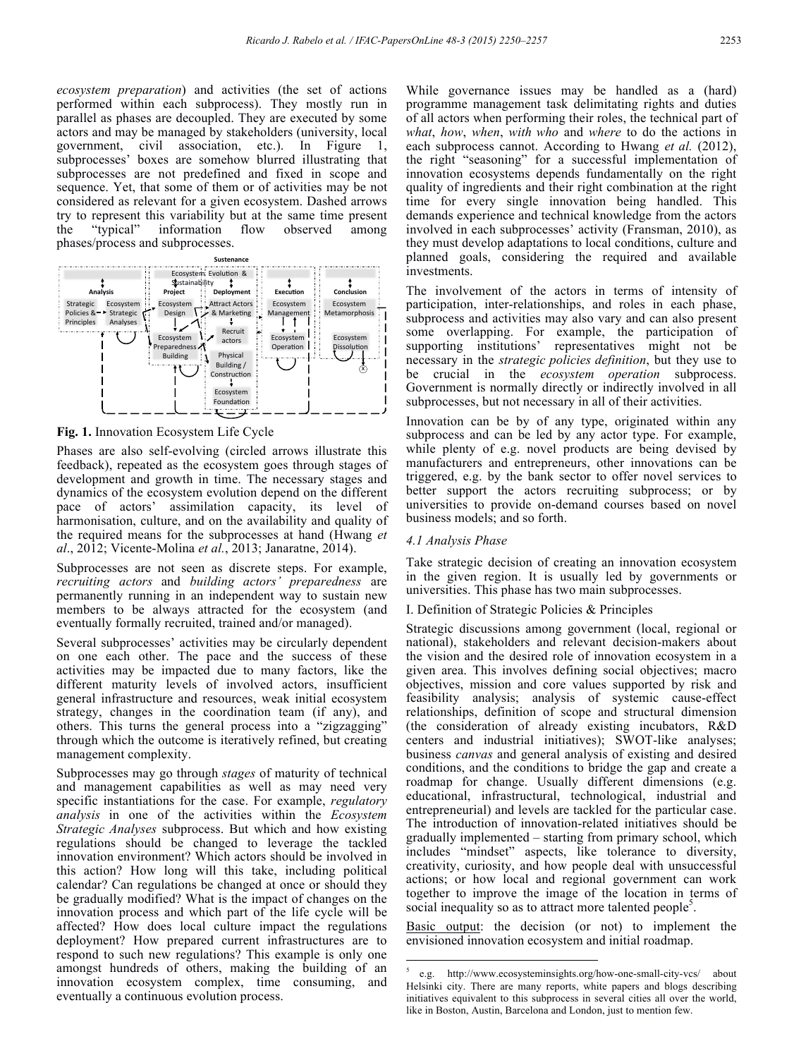*ecosystem preparation*) and activities (the set of actions performed within each subprocess). They mostly run in parallel as phases are decoupled. They are executed by some actors and may be managed by stakeholders (university, local government, civil association, etc.). In Figure 1, subprocesses' boxes are somehow blurred illustrating that subprocesses are not predefined and fixed in scope and sequence. Yet, that some of them or of activities may be not considered as relevant for a given ecosystem. Dashed arrows try to represent this variability but at the same time present the "typical" information flow observed among phases/process and subprocesses.

Sustenance

Ecosystem Evolution & Sustainability

Analysis

Project

Deployment

Execution

Conclusion

Strategic Policies & Principles

Ecosystem Strategic Analyses

Ecosystem Design

Attract Actors & Marketing

Ecosystem Management

Ecosystem Metamorphosis

Ecosystem Preparedness Building

Recruit actors

Ecosystem Operation

Ecosystem Dissolution

Physical Building / Construction

Ecosystem Foundation

**Fig. 1.** Innovation Ecosystem Life Cycle

Phases are also self-evolving (circled arrows illustrate this feedback), repeated as the ecosystem goes through stages of development and growth in time. The necessary stages and dynamics of the ecosystem evolution depend on the different pace of actors' assimilation capacity, its level of harmonisation, culture, and on the availability and quality of the required means for the subprocesses at hand (Hwang *et al*., 2012; Vicente-Molina *et al.*, 2013; Janaratne, 2014).

Subprocesses are not seen as discrete steps. For example, *recruiting actors* and *building actors' preparedness* are permanently running in an independent way to sustain new members to be always attracted for the ecosystem (and eventually formally recruited, trained and/or managed).

Several subprocesses' activities may be circularly dependent on one each other. The pace and the success of these activities may be impacted due to many factors, like the different maturity levels of involved actors, insufficient general infrastructure and resources, weak initial ecosystem strategy, changes in the coordination team (if any), and others. This turns the general process into a "zigzagging" through which the outcome is iteratively refined, but creating management complexity.

Subprocesses may go through *stages* of maturity of technical and management capabilities as well as may need very specific instantiations for the case. For example, *regulatory analysis* in one of the activities within the *Ecosystem Strategic Analyses* subprocess. But which and how existing regulations should be changed to leverage the tackled innovation environment? Which actors should be involved in this action? How long will this take, including political calendar? Can regulations be changed at once or should they be gradually modified? What is the impact of changes on the innovation process and which part of the life cycle will be affected? How does local culture impact the regulations deployment? How prepared current infrastructures are to respond to such new regulations? This example is only one amongst hundreds of others, making the building of an innovation ecosystem complex, time consuming, and eventually a continuous evolution process.

While governance issues may be handled as a (hard) programme management task delimitating rights and duties of all actors when performing their roles, the technical part of *what*, *how*, *when*, *with who* and *where* to do the actions in each subprocess cannot. According to Hwang *et al.* (2012), the right "seasoning" for a successful implementation of innovation ecosystems depends fundamentally on the right quality of ingredients and their right combination at the right time for every single innovation being handled. This demands experience and technical knowledge from the actors involved in each subprocesses' activity (Fransman, 2010), as they must develop adaptations to local conditions, culture and planned goals, considering the required and available investments.

The involvement of the actors in terms of intensity of participation, inter-relationships, and roles in each phase, subprocess and activities may also vary and can also present some overlapping. For example, the participation of supporting institutions' representatives might not be necessary in the *strategic policies definition*, but they use to be crucial in the *ecosystem operation* subprocess. Government is normally directly or indirectly involved in all subprocesses, but not necessary in all of their activities.

Innovation can be by of any type, originated within any subprocess and can be led by any actor type. For example, while plenty of e.g. novel products are being devised by manufacturers and entrepreneurs, other innovations can be triggered, e.g. by the bank sector to offer novel services to better support the actors recruiting subprocess; or by universities to provide on-demand courses based on novel business models; and so forth.

### 4.1 Analysis Phase

Take strategic decision of creating an innovation ecosystem in the given region. It is usually led by governments or universities. This phase has two main subprocesses.

I. Definition of Strategic Policies & Principles

Strategic discussions among government (local, regional or national), stakeholders and relevant decision-makers about the vision and the desired role of innovation ecosystem in a given area. This involves defining social objectives; macro objectives, mission and core values supported by risk and feasibility analysis; analysis of systemic cause-effect relationships, definition of scope and structural dimension (the consideration of already existing incubators, R&D centers and industrial initiatives); SWOT-like analyses; business *canvas* and general analysis of existing and desired conditions, and the conditions to bridge the gap and create a roadmap for change. Usually different dimensions (e.g. educational, infrastructural, technological, industrial and entrepreneurial) and levels are tackled for the particular case. The introduction of innovation-related initiatives should be gradually implemented – starting from primary school, which includes "mindset" aspects, like tolerance to diversity, creativity, curiosity, and how people deal with unsuccessful actions; or how local and regional government can work together to improve the image of the location in terms of social inequality so as to attract more talented people[5].

Basic output: the decision (or not) to implement the envisioned innovation ecosystem and initial roadmap.

[5] e.g. http://www.ecosysteminsights.org/how-one-small-city-vcs/ about Helsinki city. There are many reports, white papers and blogs describing initiatives equivalent to this subprocess in several cities all over the world, like in Boston, Austin, Barcelona and London, just to mention few.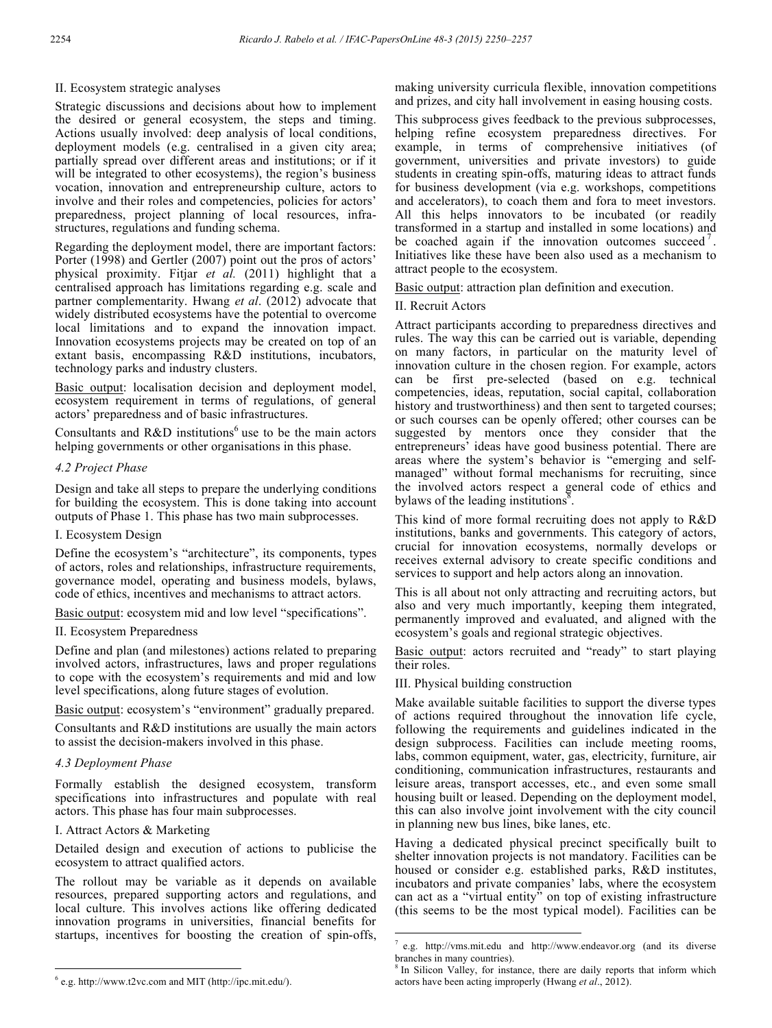II. Ecosystem strategic analyses

Strategic discussions and decisions about how to implement the desired or general ecosystem, the steps and timing. Actions usually involved: deep analysis of local conditions, deployment models (e.g. centralised in a given city area; partially spread over different areas and institutions; or if it will be integrated to other ecosystems), the region's business vocation, innovation and entrepreneurship culture, actors to involve and their roles and competencies, policies for actors' preparedness, project planning of local resources, infra-structures, regulations and funding schema.

Regarding the deployment model, there are important factors: Porter (1998) and Gertler (2007) point out the pros of actors' physical proximity. Fitjar *et al.* (2011) highlight that a centralised approach has limitations regarding e.g. scale and partner complementarity. Hwang *et al*. (2012) advocate that widely distributed ecosystems have the potential to overcome local limitations and to expand the innovation impact. Innovation ecosystems projects may be created on top of an extant basis, encompassing R&D institutions, incubators, technology parks and industry clusters.

Basic output: localisation decision and deployment model, ecosystem requirement in terms of regulations, of general actors' preparedness and of basic infrastructures.

Consultants and R&D institutions[6] use to be the main actors helping governments or other organisations in this phase.

### *4.2 Project Phase*

Design and take all steps to prepare the underlying conditions for building the ecosystem. This is done taking into account outputs of Phase 1. This phase has two main subprocesses.

I. Ecosystem Design

Define the ecosystem's "architecture", its components, types of actors, roles and relationships, infrastructure requirements, governance model, operating and business models, bylaws, code of ethics, incentives and mechanisms to attract actors.

Basic output: ecosystem mid and low level "specifications".

II. Ecosystem Preparedness

Define and plan (and milestones) actions related to preparing involved actors, infrastructures, laws and proper regulations to cope with the ecosystem's requirements and mid and low level specifications, along future stages of evolution.

Basic output: ecosystem's "environment" gradually prepared.

Consultants and R&D institutions are usually the main actors to assist the decision-makers involved in this phase.

### *4.3 Deployment Phase*

Formally establish the designed ecosystem, transform specifications into infrastructures and populate with real actors. This phase has four main subprocesses.

I. Attract Actors & Marketing

Detailed design and execution of actions to publicise the ecosystem to attract qualified actors.

The rollout may be variable as it depends on available resources, prepared supporting actors and regulations, and local culture. This involves actions like offering dedicated innovation programs in universities, financial benefits for startups, incentives for boosting the creation of spin-offs, making university curricula flexible, innovation competitions and prizes, and city hall involvement in easing housing costs.

This subprocess gives feedback to the previous subprocesses, helping refine ecosystem preparedness directives. For example, in terms of comprehensive initiatives (of government, universities and private investors) to guide students in creating spin-offs, maturing ideas to attract funds for business development (via e.g. workshops, competitions and accelerators), to coach them and fora to meet investors. All this helps innovators to be incubated (or readily transformed in a startup and installed in some locations) and be coached again if the innovation outcomes succeed[7]. Initiatives like these have been also used as a mechanism to attract people to the ecosystem.

Basic output: attraction plan definition and execution.

II. Recruit Actors

Attract participants according to preparedness directives and rules. The way this can be carried out is variable, depending on many factors, in particular on the maturity level of innovation culture in the chosen region. For example, actors can be first pre-selected (based on e.g. technical competencies, ideas, reputation, social capital, collaboration history and trustworthiness) and then sent to targeted courses; or such courses can be openly offered; other courses can be suggested by mentors once they consider that the entrepreneurs' ideas have good business potential. There are areas where the system's behavior is "emerging and self-managed" without formal mechanisms for recruiting, since the involved actors respect a general code of ethics and bylaws of the leading institutions[8].

This kind of more formal recruiting does not apply to R&D institutions, banks and governments. This category of actors, crucial for innovation ecosystems, normally develops or receives external advisory to create specific conditions and services to support and help actors along an innovation.

This is all about not only attracting and recruiting actors, but also and very much importantly, keeping them integrated, permanently improved and evaluated, and aligned with the ecosystem's goals and regional strategic objectives.

Basic output: actors recruited and "ready" to start playing their roles.

III. Physical building construction

Make available suitable facilities to support the diverse types of actions required throughout the innovation life cycle, following the requirements and guidelines indicated in the design subprocess. Facilities can include meeting rooms, labs, common equipment, water, gas, electricity, furniture, air conditioning, communication infrastructures, restaurants and leisure areas, transport accesses, etc., and even some small housing built or leased. Depending on the deployment model, this can also involve joint involvement with the city council in planning new bus lines, bike lanes, etc.

Having a dedicated physical precinct specifically built to shelter innovation projects is not mandatory. Facilities can be housed or consider e.g. established parks, R&D institutes, incubators and private companies' labs, where the ecosystem can act as a "virtual entity" on top of existing infrastructure (this seems to be the most typical model). Facilities can be

---

[6] e.g. http://www.t2vc.com and MIT (http://ipc.mit.edu/).

[7] e.g. http://vms.mit.edu and http://www.endeavor.org (and its diverse branches in many countries).

[8] In Silicon Valley, for instance, there are daily reports that inform which actors have been acting improperly (Hwang *et al*., 2012).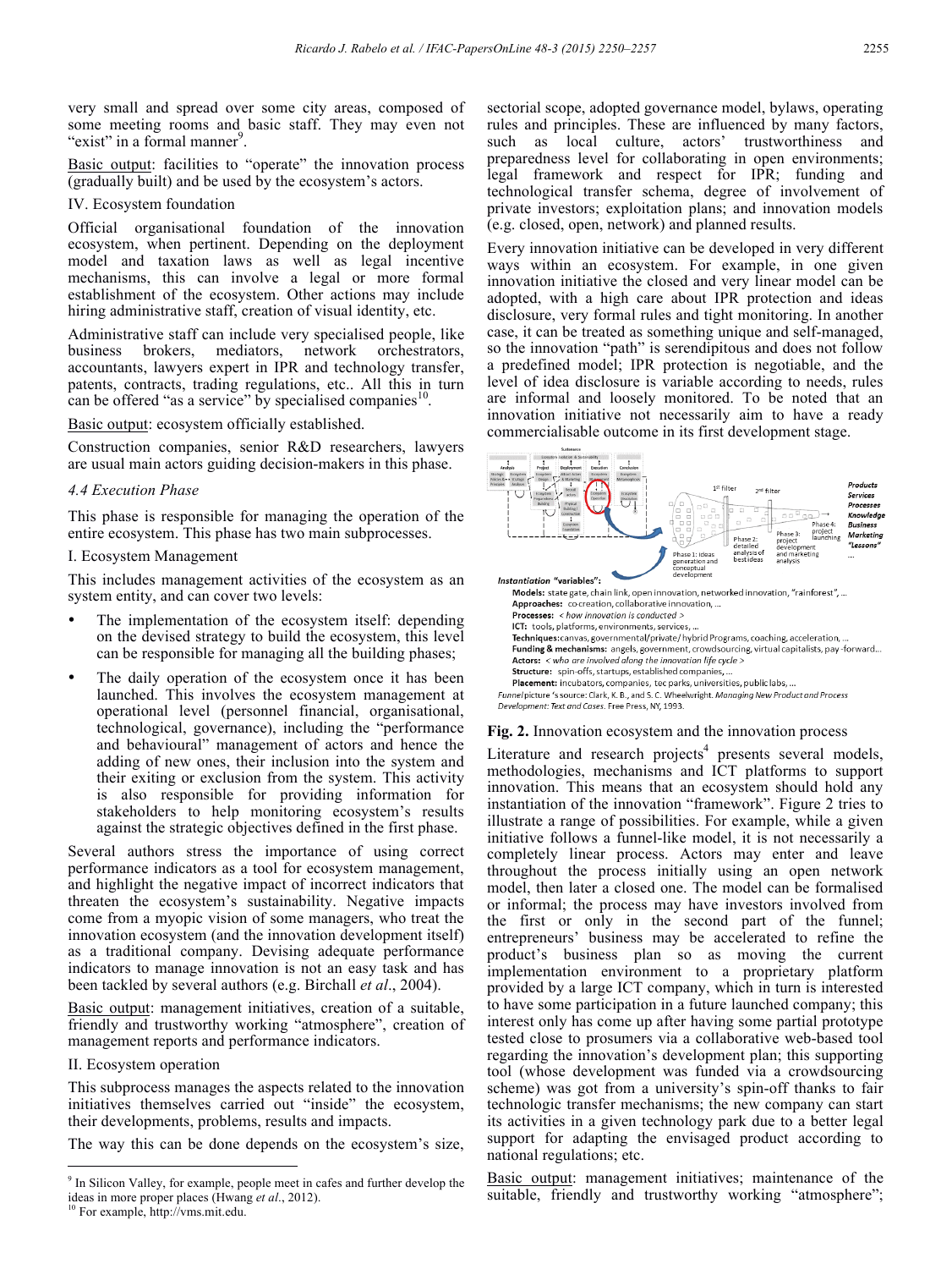very small and spread over some city areas, composed of some meeting rooms and basic staff. They may even not "exist" in a formal manner[9].

Basic output: facilities to "operate" the innovation process (gradually built) and be used by the ecosystem's actors.

IV. Ecosystem foundation

Official organisational foundation of the innovation ecosystem, when pertinent. Depending on the deployment model and taxation laws as well as legal incentive mechanisms, this can involve a legal or more formal establishment of the ecosystem. Other actions may include hiring administrative staff, creation of visual identity, etc.

Administrative staff can include very specialised people, like business brokers, mediators, network orchestrators, accountants, lawyers expert in IPR and technology transfer, patents, contracts, trading regulations, etc.. All this in turn can be offered "as a service" by specialised companies[10].

Basic output: ecosystem officially established.

Construction companies, senior R&D researchers, lawyers are usual main actors guiding decision-makers in this phase.

### *4.4 Execution Phase*

This phase is responsible for managing the operation of the entire ecosystem. This phase has two main subprocesses.

I. Ecosystem Management

This includes management activities of the ecosystem as an system entity, and can cover two levels:

- The implementation of the ecosystem itself: depending on the devised strategy to build the ecosystem, this level can be responsible for managing all the building phases;
- The daily operation of the ecosystem once it has been launched. This involves the ecosystem management at operational level (personnel financial, organisational, technological, governance), including the "performance and behavioural" management of actors and hence the adding of new ones, their inclusion into the system and their exiting or exclusion from the system. This activity is also responsible for providing information for stakeholders to help monitoring ecosystem's results against the strategic objectives defined in the first phase.

Several authors stress the importance of using correct performance indicators as a tool for ecosystem management, and highlight the negative impact of incorrect indicators that threaten the ecosystem's sustainability. Negative impacts come from a myopic vision of some managers, who treat the innovation ecosystem (and the innovation development itself) as a traditional company. Devising adequate performance indicators to manage innovation is not an easy task and has been tackled by several authors (e.g. Birchall *et al*., 2004).

Basic output: management initiatives, creation of a suitable, friendly and trustworthy working "atmosphere", creation of management reports and performance indicators.

II. Ecosystem operation

This subprocess manages the aspects related to the innovation initiatives themselves carried out "inside" the ecosystem, their developments, problems, results and impacts.

The way this can be done depends on the ecosystem's size, sectorial scope, adopted governance model, bylaws, operating rules and principles. These are influenced by many factors, such as local culture, actors' trustworthiness and preparedness level for collaborating in open environments; legal framework and respect for IPR; funding and technological transfer schema, degree of involvement of private investors; exploitation plans; and innovation models (e.g. closed, open, network) and planned results.

Every innovation initiative can be developed in very different ways within an ecosystem. For example, in one given innovation initiative the closed and very linear model can be adopted, with a high care about IPR protection and ideas disclosure, very formal rules and tight monitoring. In another case, it can be treated as something unique and self-managed, so the innovation "path" is serendipitous and does not follow a predefined model; IPR protection is negotiable, and the level of idea disclosure is variable according to needs, rules are informal and loosely monitored. To be noted that an innovation initiative not necessarily aim to have a ready commercialisable outcome in its first development stage.

*Instantiation* "variables":
- **Models:** state gate, chain link, open innovation, networked innovation, "rainforest", ...
- **Approaches:** co-creation, collaborative innovation, ...
- **Processes:** < *how innovation is conducted* >
- **ICT:** tools, platforms, environments, services, ...
- **Techniques:** canvas, governmental/private/ hybrid Programs, coaching, acceleration, ...
- **Funding & mechanisms:** angels, government, crowdsourcing, virtual capitalists, pay-forward...
- **Actors:** < *who are involved along the innovation life cycle* >
- **Structure:** spin-offs, startups, established companies, ...
- **Placement:** incubators, companies, tec parks, universities, public labs, ...

*Funnel picture's source:* Clark, K. B., and S. C. Wheelwright. *Managing New Product and Process Development: Text and Cases.* Free Press, NY, 1993.

**Fig. 2.** Innovation ecosystem and the innovation process

Literature and research projects[4] presents several models, methodologies, mechanisms and ICT platforms to support innovation. This means that an ecosystem should hold any instantiation of the innovation "framework". Figure 2 tries to illustrate a range of possibilities. For example, while a given initiative follows a funnel-like model, it is not necessarily a completely linear process. Actors may enter and leave throughout the process initially using an open network model, then later a closed one. The model can be formalised or informal; the process may have investors involved from the first or only in the second part of the funnel; entrepreneurs' business may be accelerated to refine the product's business plan so as moving the current implementation environment to a proprietary platform provided by a large ICT company, which in turn is interested to have some participation in a future launched company; this interest only has come up after having some partial prototype tested close to prosumers via a collaborative web-based tool regarding the innovation's development plan; this supporting tool (whose development was funded via a crowdsourcing scheme) was got from a university's spin-off thanks to fair technologic transfer mechanisms; the new company can start its activities in a given technology park due to a better legal support for adapting the envisaged product according to national regulations; etc.

Basic output: management initiatives; maintenance of the suitable, friendly and trustworthy working "atmosphere";

[9] In Silicon Valley, for example, people meet in cafes and further develop the ideas in more proper places (Hwang *et al*., 2012).

[10] For example, http://vms.mit.edu.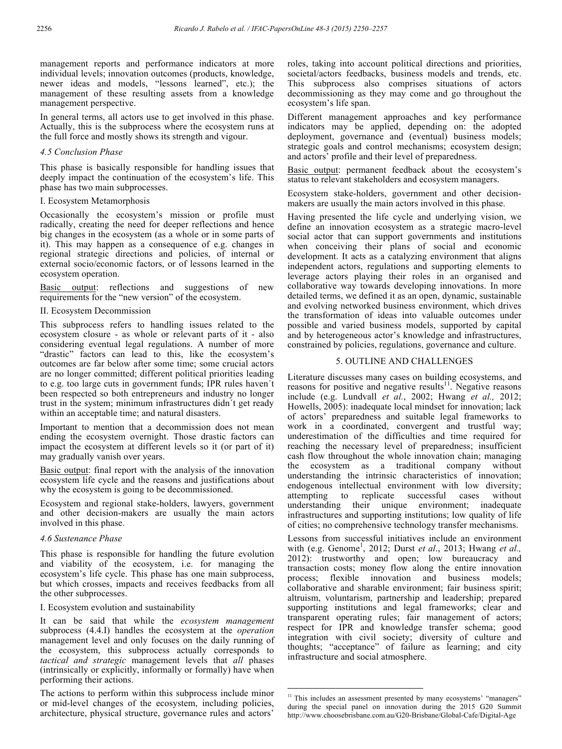management reports and performance indicators at more individual levels; innovation outcomes (products, knowledge, newer ideas and models, "lessons learned", etc.); the management of these resulting assets from a knowledge management perspective.

In general terms, all actors use to get involved in this phase. Actually, this is the subprocess where the ecosystem runs at the full force and mostly shows its strength and vigour.

### 4.5 Conclusion Phase

This phase is basically responsible for handling issues that deeply impact the continuation of the ecosystem's life. This phase has two main subprocesses.

I. Ecosystem Metamorphosis

Occasionally the ecosystem's mission or profile must radically, creating the need for deeper reflections and hence big changes in the ecosystem (as a whole or in some parts of it). This may happen as a consequence of e.g. changes in regional strategic directions and policies, of internal or external socio/economic factors, or of lessons learned in the ecosystem operation.

Basic output: reflections and suggestions of new requirements for the "new version" of the ecosystem.

II. Ecosystem Decommission

This subprocess refers to handling issues related to the ecosystem closure - as whole or relevant parts of it - also considering eventual legal regulations. A number of more "drastic" factors can lead to this, like the ecosystem's outcomes are far below after some time; some crucial actors are no longer committed; different political priorities leading to e.g. too large cuts in government funds; IPR rules haven´t been respected so both entrepreneurs and industry no longer trust in the system; minimum infrastructures didn´t get ready within an acceptable time; and natural disasters.

Important to mention that a decommission does not mean ending the ecosystem overnight. Those drastic factors can impact the ecosystem at different levels so it (or part of it) may gradually vanish over years.

Basic output: final report with the analysis of the innovation ecosystem life cycle and the reasons and justifications about why the ecosystem is going to be decommissioned.

Ecosystem and regional stake-holders, lawyers, government and other decision-makers are usually the main actors involved in this phase.

### 4.6 Sustenance Phase

This phase is responsible for handling the future evolution and viability of the ecosystem, i.e. for managing the ecosystem's life cycle. This phase has one main subprocess, but which crosses, impacts and receives feedbacks from all the other subprocesses.

I. Ecosystem evolution and sustainability

It can be said that while the *ecosystem management* subprocess (4.4.I) handles the ecosystem at the *operation* management level and only focuses on the daily running of the ecosystem, this subprocess actually corresponds to *tactical and strategic* management levels that *all* phases (intrinsically or explicitly, informally or formally) have when performing their actions.

The actions to perform within this subprocess include minor or mid-level changes of the ecosystem, including policies, architecture, physical structure, governance rules and actors' roles, taking into account political directions and priorities, societal/actors feedbacks, business models and trends, etc. This subprocess also comprises situations of actors decommissioning as they may come and go throughout the ecosystem's life span.

Different management approaches and key performance indicators may be applied, depending on: the adopted deployment, governance and (eventual) business models; strategic goals and control mechanisms; ecosystem design; and actors' profile and their level of preparedness.

Basic output: permanent feedback about the ecosystem's status to relevant stakeholders and ecosystem managers.

Ecosystem stake-holders, government and other decision-makers are usually the main actors involved in this phase.

Having presented the life cycle and underlying vision, we define an innovation ecosystem as a strategic macro-level social actor that can support governments and institutions when conceiving their plans of social and economic development. It acts as a catalyzing environment that aligns independent actors, regulations and supporting elements to leverage actors playing their roles in an organised and collaborative way towards developing innovations. In more detailed terms, we defined it as an open, dynamic, sustainable and evolving networked business environment, which drives the transformation of ideas into valuable outcomes under possible and varied business models, supported by capital and by heterogeneous actor's knowledge and infrastructures, constrained by policies, regulations, governance and culture.

## 5. OUTLINE AND CHALLENGES

Literature discusses many cases on building ecosystems, and reasons for positive and negative results[11]. Negative reasons include (e.g. Lundvall *et al.*, 2002; Hwang *et al.,* 2012; Howells, 2005): inadequate local mindset for innovation; lack of actors' preparedness and suitable legal frameworks to work in a coordinated, convergent and trustful way; underestimation of the difficulties and time required for reaching the necessary level of preparedness; insufficient cash flow throughout the whole innovation chain; managing the ecosystem as a traditional company without understanding the intrinsic characteristics of innovation; endogenous intellectual environment with low diversity; attempting to replicate successful cases without understanding their unique environment; inadequate infrastructures and supporting institutions; low quality of life of cities; no comprehensive technology transfer mechanisms.

Lessons from successful initiatives include an environment with (e.g. Genome[1], 2012; Durst *et al*., 2013; Hwang *et al.,* 2012): trustworthy and open; low bureaucracy and transaction costs; money flow along the entire innovation process; flexible innovation and business models; collaborative and sharable environment; fair business spirit; altruism, voluntarism, partnership and leadership; prepared supporting institutions and legal frameworks; clear and transparent operating rules; fair management of actors; respect for IPR and knowledge transfer schema; good integration with civil society; diversity of culture and thoughts; "acceptance" of failure as learning; and city infrastructure and social atmosphere.

---

[11] This includes an assessment presented by many ecosystems' "managers" during the special panel on innovation during the 2015 G20 Summit http://www.choosebrisbane.com.au/G20-Brisbane/Global-Cafe/Digital-Age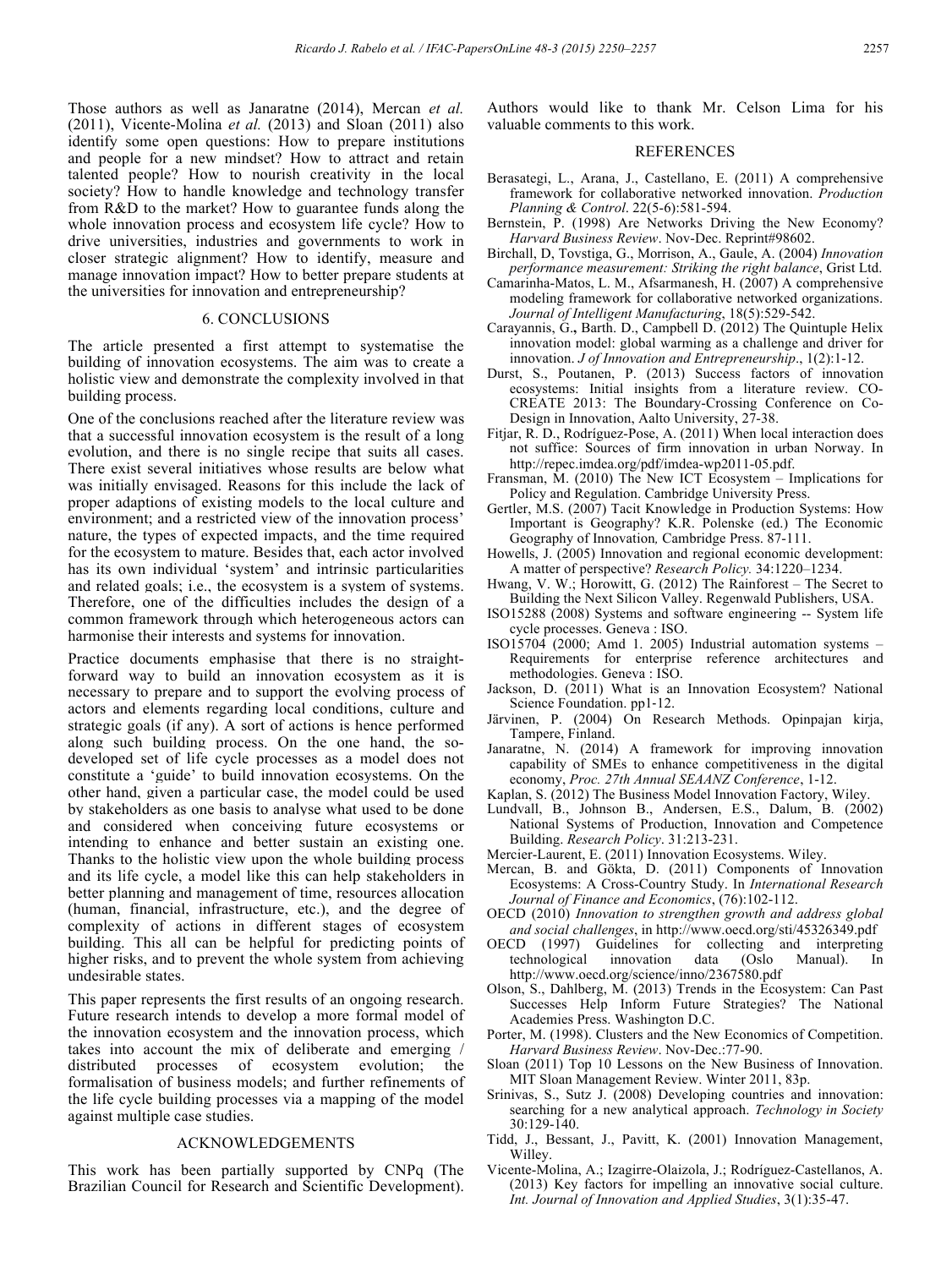Those authors as well as Janaratne (2014), Mercan *et al.* (2011), Vicente-Molina *et al.* (2013) and Sloan (2011) also identify some open questions: How to prepare institutions and people for a new mindset? How to attract and retain talented people? How to nourish creativity in the local society? How to handle knowledge and technology transfer from R&D to the market? How to guarantee funds along the whole innovation process and ecosystem life cycle? How to drive universities, industries and governments to work in closer strategic alignment? How to identify, measure and manage innovation impact? How to better prepare students at the universities for innovation and entrepreneurship?

## 6. CONCLUSIONS

The article presented a first attempt to systematise the building of innovation ecosystems. The aim was to create a holistic view and demonstrate the complexity involved in that building process.

One of the conclusions reached after the literature review was that a successful innovation ecosystem is the result of a long evolution, and there is no single recipe that suits all cases. There exist several initiatives whose results are below what was initially envisaged. Reasons for this include the lack of proper adaptions of existing models to the local culture and environment; and a restricted view of the innovation process' nature, the types of expected impacts, and the time required for the ecosystem to mature. Besides that, each actor involved has its own individual 'system' and intrinsic particularities and related goals; i.e., the ecosystem is a system of systems. Therefore, one of the difficulties includes the design of a common framework through which heterogeneous actors can harmonise their interests and systems for innovation.

Practice documents emphasise that there is no straight-forward way to build an innovation ecosystem as it is necessary to prepare and to support the evolving process of actors and elements regarding local conditions, culture and strategic goals (if any). A sort of actions is hence performed along such building process. On the one hand, the so-developed set of life cycle processes as a model does not constitute a 'guide' to build innovation ecosystems. On the other hand, given a particular case, the model could be used by stakeholders as one basis to analyse what used to be done and considered when conceiving future ecosystems or intending to enhance and better sustain an existing one. Thanks to the holistic view upon the whole building process and its life cycle, a model like this can help stakeholders in better planning and management of time, resources allocation (human, financial, infrastructure, etc.), and the degree of complexity of actions in different stages of ecosystem building. This all can be helpful for predicting points of higher risks, and to prevent the whole system from achieving undesirable states.

This paper represents the first results of an ongoing research. Future research intends to develop a more formal model of the innovation ecosystem and the innovation process, which takes into account the mix of deliberate and emerging / distributed processes of ecosystem evolution; the formalisation of business models; and further refinements of the life cycle building processes via a mapping of the model against multiple case studies.

## ACKNOWLEDGEMENTS

This work has been partially supported by CNPq (The Brazilian Council for Research and Scientific Development). Authors would like to thank Mr. Celson Lima for his valuable comments to this work.

## REFERENCES

Berasategi, L., Arana, J., Castellano, E. (2011) A comprehensive framework for collaborative networked innovation. *Production Planning & Control*. 22(5-6):581-594.

Bernstein, P. (1998) Are Networks Driving the New Economy? *Harvard Business Review*. Nov-Dec. Reprint#98602.

Birchall, D, Tovstiga, G., Morrison, A., Gaule, A. (2004) *Innovation performance measurement: Striking the right balance*, Grist Ltd.

Camarinha-Matos, L. M., Afsarmanesh, H. (2007) A comprehensive modeling framework for collaborative networked organizations. *Journal of Intelligent Manufacturing*, 18(5):529-542.

Carayannis, G., Barth. D., Campbell D. (2012) The Quintuple Helix innovation model: global warming as a challenge and driver for innovation. *J of Innovation and Entrepreneurship*., 1(2):1-12.

Durst, S., Poutanen, P. (2013) Success factors of innovation ecosystems: Initial insights from a literature review. CO-CREATE 2013: The Boundary-Crossing Conference on Co-Design in Innovation, Aalto University, 27-38.

Fitjar, R. D., Rodríguez-Pose, A. (2011) When local interaction does not suffice: Sources of firm innovation in urban Norway. In http://repec.imdea.org/pdf/imdea-wp2011-05.pdf.

Fransman, M. (2010) The New ICT Ecosystem – Implications for Policy and Regulation. Cambridge University Press.

Gertler, M.S. (2007) Tacit Knowledge in Production Systems: How Important is Geography? K.R. Polenske (ed.) The Economic Geography of Innovation*,* Cambridge Press. 87-111.

Howells, J. (2005) Innovation and regional economic development: A matter of perspective? *Research Policy.* 34:1220–1234.

Hwang, V. W.; Horowitt, G. (2012) The Rainforest – The Secret to Building the Next Silicon Valley. Regenwald Publishers, USA.

ISO15288 (2008) Systems and software engineering -- System life cycle processes. Geneva : ISO.

ISO15704 (2000; Amd 1. 2005) Industrial automation systems – Requirements for enterprise reference architectures and methodologies. Geneva : ISO.

Jackson, D. (2011) What is an Innovation Ecosystem? National Science Foundation. pp1-12.

Järvinen, P. (2004) On Research Methods. Opinpajan kirja, Tampere, Finland.

Janaratne, N. (2014) A framework for improving innovation capability of SMEs to enhance competitiveness in the digital economy, *Proc. 27th Annual SEAANZ Conference*, 1-12.

Kaplan, S. (2012) The Business Model Innovation Factory, Wiley.

Lundvall, B., Johnson B., Andersen, E.S., Dalum, B. (2002) National Systems of Production, Innovation and Competence Building. *Research Policy*. 31:213-231.

Mercier-Laurent, E. (2011) Innovation Ecosystems. Wiley.

Mercan, B. and Gökta, D. (2011) Components of Innovation Ecosystems: A Cross-Country Study. In *International Research Journal of Finance and Economics*, (76):102-112.

OECD (2010) *Innovation to strengthen growth and address global and social challenges*, in http://www.oecd.org/sti/45326349.pdf

OECD (1997) Guidelines for collecting and interpreting technological innovation data (Oslo Manual). In http://www.oecd.org/science/inno/2367580.pdf

Olson, S., Dahlberg, M. (2013) Trends in the Ecosystem: Can Past Successes Help Inform Future Strategies? The National Academies Press. Washington D.C.

Porter, M. (1998). Clusters and the New Economics of Competition. *Harvard Business Review*. Nov-Dec.:77-90.

Sloan (2011) Top 10 Lessons on the New Business of Innovation. MIT Sloan Management Review. Winter 2011, 83p.

Srinivas, S., Sutz J. (2008) Developing countries and innovation: searching for a new analytical approach. *Technology in Society* 30:129-140.

Tidd, J., Bessant, J., Pavitt, K. (2001) Innovation Management, Willey.

Vicente-Molina, A.; Izagirre-Olaizola, J.; Rodríguez-Castellanos, A. (2013) Key factors for impelling an innovative social culture. *Int. Journal of Innovation and Applied Studies*, 3(1):35-47.